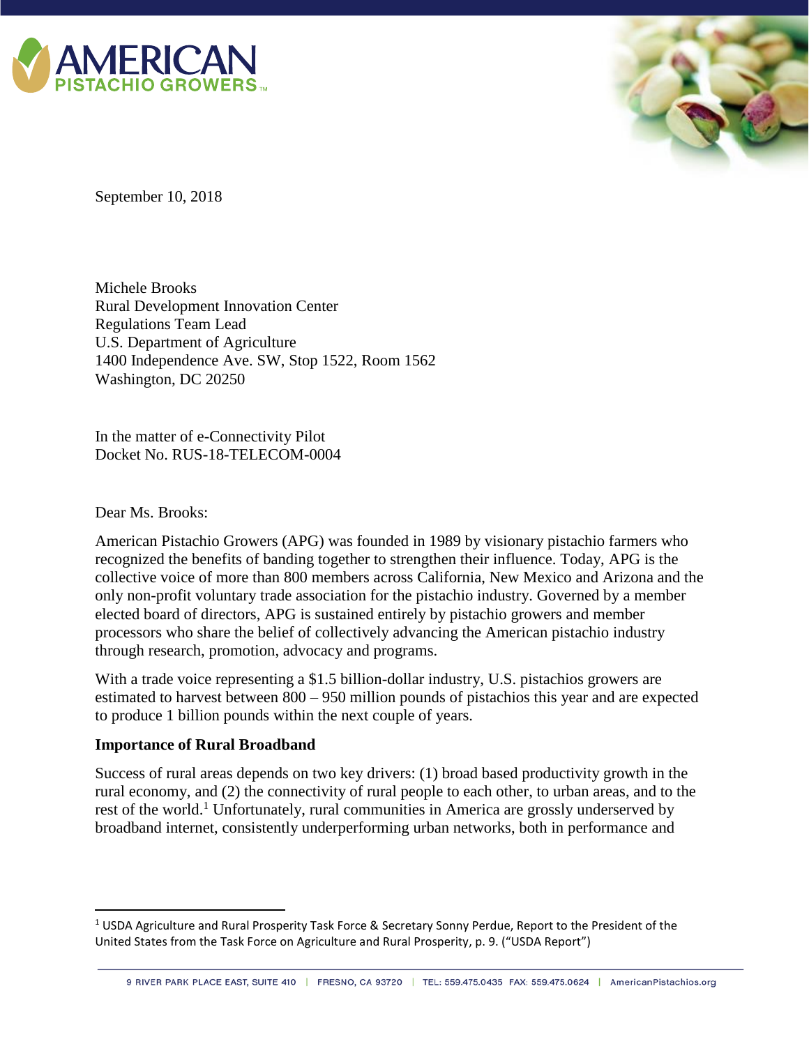September 10, 2018

Michele Brooks
Rural Development Innovation Center
Regulations Team Lead
U.S. Department of Agriculture
1400 Independence Ave. SW, Stop 1522, Room 1562
Washington, DC 20250

In the matter of e-Connectivity Pilot
Docket No. RUS-18-TELECOM-0004

Dear Ms. Brooks:

American Pistachio Growers (APG) was founded in 1989 by visionary pistachio farmers who recognized the benefits of banding together to strengthen their influence. Today, APG is the collective voice of more than 800 members across California, New Mexico and Arizona and the only non-profit voluntary trade association for the pistachio industry. Governed by a member elected board of directors, APG is sustained entirely by pistachio growers and member processors who share the belief of collectively advancing the American pistachio industry through research, promotion, advocacy and programs.

With a trade voice representing a $1.5 billion-dollar industry, U.S. pistachios growers are estimated to harvest between 800 – 950 million pounds of pistachios this year and are expected to produce 1 billion pounds within the next couple of years.

**Importance of Rural Broadband**

Success of rural areas depends on two key drivers: (1) broad based productivity growth in the rural economy, and (2) the connectivity of rural people to each other, to urban areas, and to the rest of the world.[1] Unfortunately, rural communities in America are grossly underserved by broadband internet, consistently underperforming urban networks, both in performance and

[1] USDA Agriculture and Rural Prosperity Task Force & Secretary Sonny Perdue, Report to the President of the United States from the Task Force on Agriculture and Rural Prosperity, p. 9. ("USDA Report")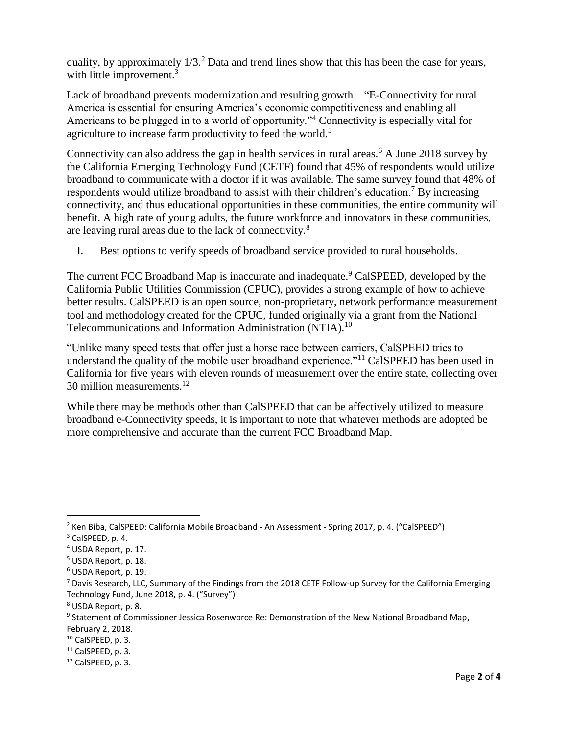quality, by approximately 1/3.[2] Data and trend lines show that this has been the case for years, with little improvement.[3]

Lack of broadband prevents modernization and resulting growth – "E-Connectivity for rural America is essential for ensuring America's economic competitiveness and enabling all Americans to be plugged in to a world of opportunity."[4] Connectivity is especially vital for agriculture to increase farm productivity to feed the world.[5]

Connectivity can also address the gap in health services in rural areas.[6] A June 2018 survey by the California Emerging Technology Fund (CETF) found that 45% of respondents would utilize broadband to communicate with a doctor if it was available. The same survey found that 48% of respondents would utilize broadband to assist with their children's education.[7] By increasing connectivity, and thus educational opportunities in these communities, the entire community will benefit. A high rate of young adults, the future workforce and innovators in these communities, are leaving rural areas due to the lack of connectivity.[8]

## I. <u>Best options to verify speeds of broadband service provided to rural households.</u>

The current FCC Broadband Map is inaccurate and inadequate.[9] CalSPEED, developed by the California Public Utilities Commission (CPUC), provides a strong example of how to achieve better results. CalSPEED is an open source, non-proprietary, network performance measurement tool and methodology created for the CPUC, funded originally via a grant from the National Telecommunications and Information Administration (NTIA).[10]

"Unlike many speed tests that offer just a horse race between carriers, CalSPEED tries to understand the quality of the mobile user broadband experience."[11] CalSPEED has been used in California for five years with eleven rounds of measurement over the entire state, collecting over 30 million measurements.[12]

While there may be methods other than CalSPEED that can be affectively utilized to measure broadband e-Connectivity speeds, it is important to note that whatever methods are adopted be more comprehensive and accurate than the current FCC Broadband Map.

---

[2] Ken Biba, CalSPEED: California Mobile Broadband - An Assessment - Spring 2017, p. 4. ("CalSPEED")

[3] CalSPEED, p. 4.

[4] USDA Report, p. 17.

[5] USDA Report, p. 18.

[6] USDA Report, p. 19.

[7] Davis Research, LLC, Summary of the Findings from the 2018 CETF Follow-up Survey for the California Emerging Technology Fund, June 2018, p. 4. ("Survey")

[8] USDA Report, p. 8.

[9] Statement of Commissioner Jessica Rosenworce Re: Demonstration of the New National Broadband Map, February 2, 2018.

[10] CalSPEED, p. 3.

[11] CalSPEED, p. 3.

[12] CalSPEED, p. 3.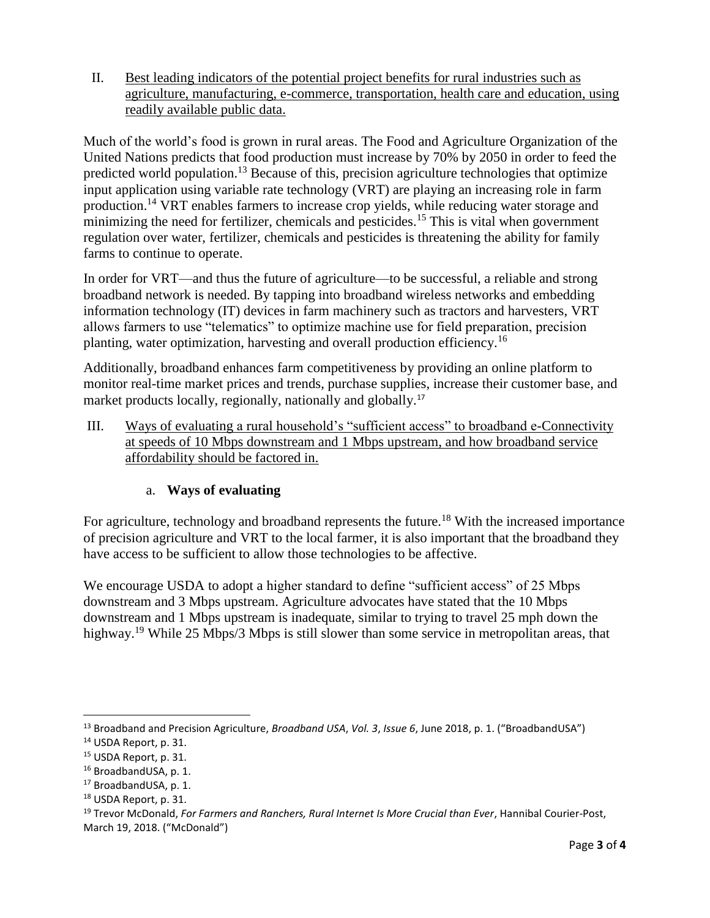II. Best leading indicators of the potential project benefits for rural industries such as agriculture, manufacturing, e-commerce, transportation, health care and education, using readily available public data.

Much of the world's food is grown in rural areas. The Food and Agriculture Organization of the United Nations predicts that food production must increase by 70% by 2050 in order to feed the predicted world population.[13] Because of this, precision agriculture technologies that optimize input application using variable rate technology (VRT) are playing an increasing role in farm production.[14] VRT enables farmers to increase crop yields, while reducing water storage and minimizing the need for fertilizer, chemicals and pesticides.[15] This is vital when government regulation over water, fertilizer, chemicals and pesticides is threatening the ability for family farms to continue to operate.

In order for VRT—and thus the future of agriculture—to be successful, a reliable and strong broadband network is needed. By tapping into broadband wireless networks and embedding information technology (IT) devices in farm machinery such as tractors and harvesters, VRT allows farmers to use "telematics" to optimize machine use for field preparation, precision planting, water optimization, harvesting and overall production efficiency.[16]

Additionally, broadband enhances farm competitiveness by providing an online platform to monitor real-time market prices and trends, purchase supplies, increase their customer base, and market products locally, regionally, nationally and globally.[17]

III. Ways of evaluating a rural household's "sufficient access" to broadband e-Connectivity at speeds of 10 Mbps downstream and 1 Mbps upstream, and how broadband service affordability should be factored in.

a. **Ways of evaluating**

For agriculture, technology and broadband represents the future.[18] With the increased importance of precision agriculture and VRT to the local farmer, it is also important that the broadband they have access to be sufficient to allow those technologies to be affective.

We encourage USDA to adopt a higher standard to define "sufficient access" of 25 Mbps downstream and 3 Mbps upstream. Agriculture advocates have stated that the 10 Mbps downstream and 1 Mbps upstream is inadequate, similar to trying to travel 25 mph down the highway.[19] While 25 Mbps/3 Mbps is still slower than some service in metropolitan areas, that

---

[13] Broadband and Precision Agriculture, *Broadband USA*, *Vol. 3*, *Issue 6*, June 2018, p. 1. ("BroadbandUSA")

[14] USDA Report, p. 31.

[15] USDA Report, p. 31.

[16] BroadbandUSA, p. 1.

[17] BroadbandUSA, p. 1.

[18] USDA Report, p. 31.

[19] Trevor McDonald, *For Farmers and Ranchers, Rural Internet Is More Crucial than Ever*, Hannibal Courier-Post, March 19, 2018. ("McDonald")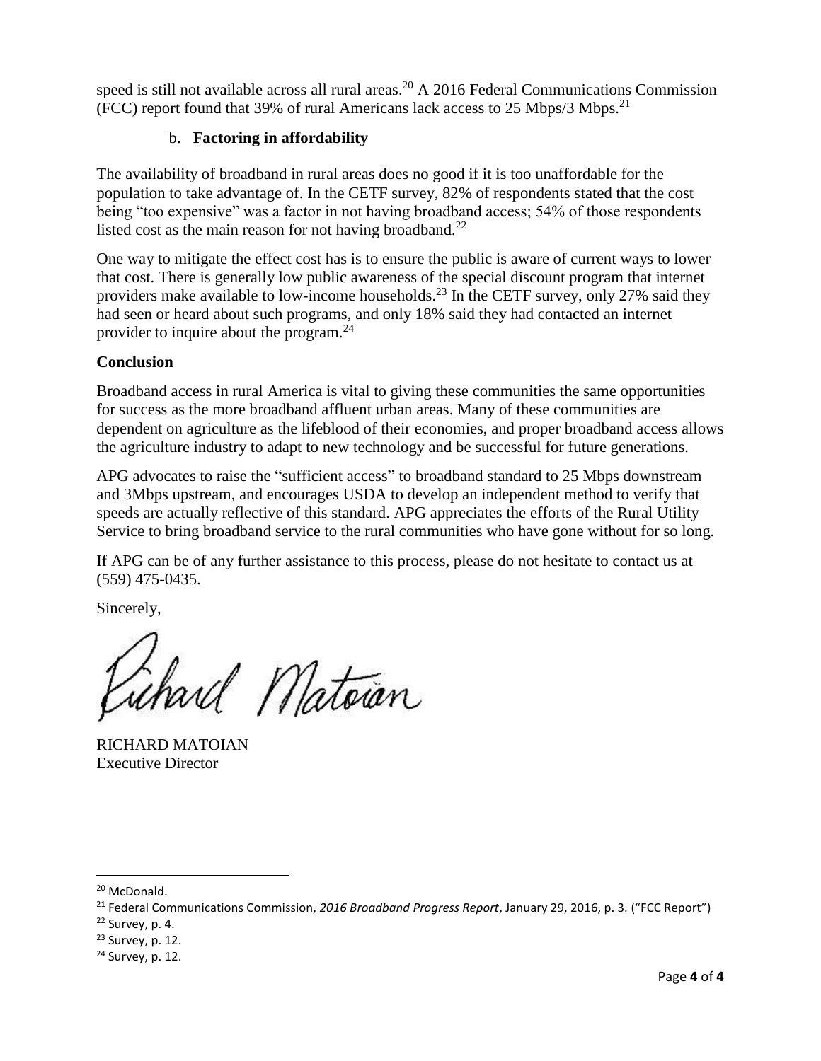speed is still not available across all rural areas.[20] A 2016 Federal Communications Commission (FCC) report found that 39% of rural Americans lack access to 25 Mbps/3 Mbps.[21]

### b. **Factoring in affordability**

The availability of broadband in rural areas does no good if it is too unaffordable for the population to take advantage of. In the CETF survey, 82% of respondents stated that the cost being "too expensive" was a factor in not having broadband access; 54% of those respondents listed cost as the main reason for not having broadband.[22]

One way to mitigate the effect cost has is to ensure the public is aware of current ways to lower that cost. There is generally low public awareness of the special discount program that internet providers make available to low-income households.[23] In the CETF survey, only 27% said they had seen or heard about such programs, and only 18% said they had contacted an internet provider to inquire about the program.[24]

## **Conclusion**

Broadband access in rural America is vital to giving these communities the same opportunities for success as the more broadband affluent urban areas. Many of these communities are dependent on agriculture as the lifeblood of their economies, and proper broadband access allows the agriculture industry to adapt to new technology and be successful for future generations.

APG advocates to raise the "sufficient access" to broadband standard to 25 Mbps downstream and 3Mbps upstream, and encourages USDA to develop an independent method to verify that speeds are actually reflective of this standard. APG appreciates the efforts of the Rural Utility Service to bring broadband service to the rural communities who have gone without for so long.

If APG can be of any further assistance to this process, please do not hesitate to contact us at (559) 475-0435.

Sincerely,

Richard Matoian

RICHARD MATOIAN
Executive Director

---

[20] McDonald.

[21] Federal Communications Commission, *2016 Broadband Progress Report*, January 29, 2016, p. 3. ("FCC Report")

[22] Survey, p. 4.

[23] Survey, p. 12.

[24] Survey, p. 12.